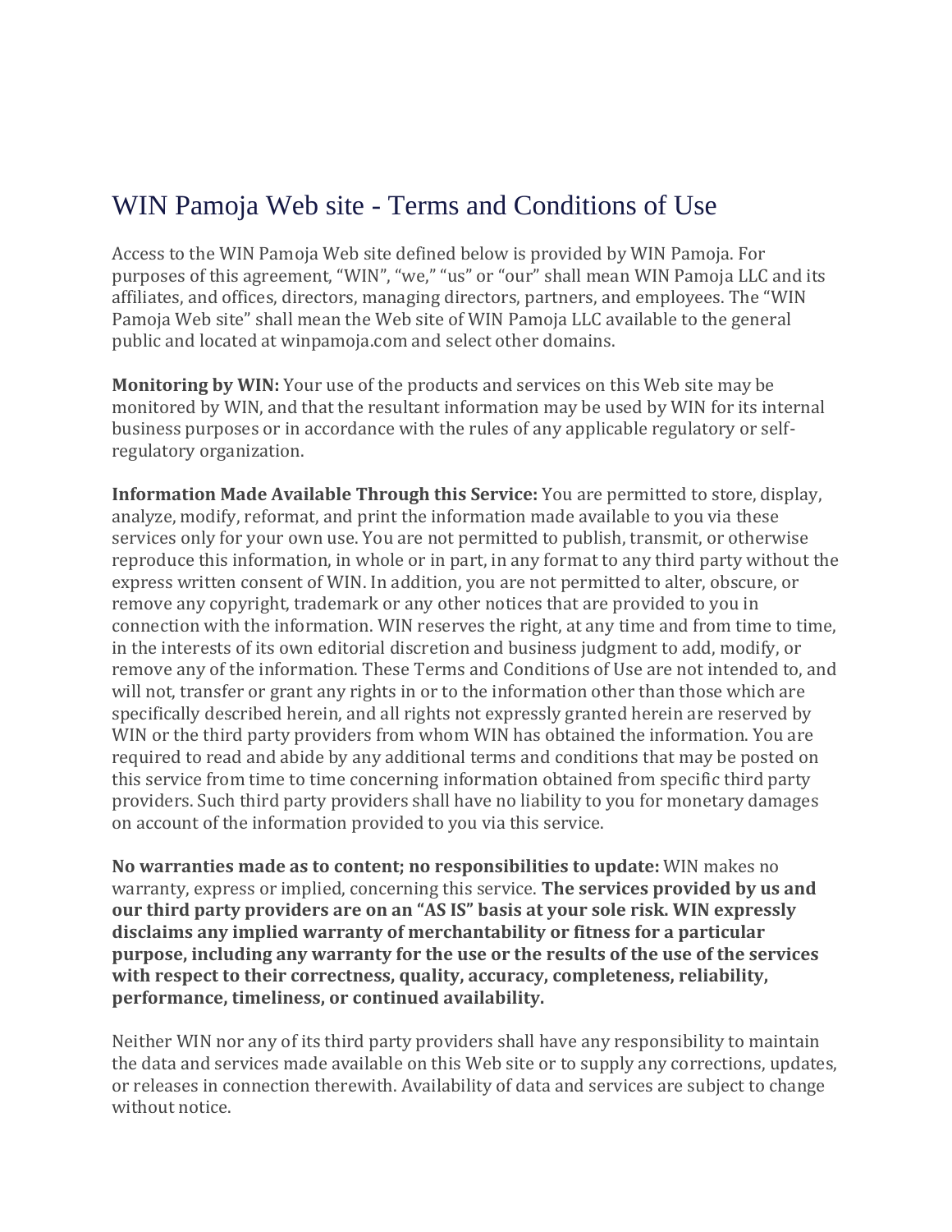# WIN Pamoja Web site - Terms and Conditions of Use

Access to the WIN Pamoja Web site defined below is provided by WIN Pamoja. For purposes of this agreement, "WIN", "we," "us" or "our" shall mean WIN Pamoja LLC and its affiliates, and offices, directors, managing directors, partners, and employees. The "WIN Pamoja Web site" shall mean the Web site of WIN Pamoja LLC available to the general public and located at winpamoja.com and select other domains.

**Monitoring by WIN:** Your use of the products and services on this Web site may be monitored by WIN, and that the resultant information may be used by WIN for its internal business purposes or in accordance with the rules of any applicable regulatory or self-regulatory organization.

**Information Made Available Through this Service:** You are permitted to store, display, analyze, modify, reformat, and print the information made available to you via these services only for your own use. You are not permitted to publish, transmit, or otherwise reproduce this information, in whole or in part, in any format to any third party without the express written consent of WIN. In addition, you are not permitted to alter, obscure, or remove any copyright, trademark or any other notices that are provided to you in connection with the information. WIN reserves the right, at any time and from time to time, in the interests of its own editorial discretion and business judgment to add, modify, or remove any of the information. These Terms and Conditions of Use are not intended to, and will not, transfer or grant any rights in or to the information other than those which are specifically described herein, and all rights not expressly granted herein are reserved by WIN or the third party providers from whom WIN has obtained the information. You are required to read and abide by any additional terms and conditions that may be posted on this service from time to time concerning information obtained from specific third party providers. Such third party providers shall have no liability to you for monetary damages on account of the information provided to you via this service.

**No warranties made as to content; no responsibilities to update:** WIN makes no warranty, express or implied, concerning this service. **The services provided by us and our third party providers are on an "AS IS" basis at your sole risk. WIN expressly disclaims any implied warranty of merchantability or fitness for a particular purpose, including any warranty for the use or the results of the use of the services with respect to their correctness, quality, accuracy, completeness, reliability, performance, timeliness, or continued availability.**

Neither WIN nor any of its third party providers shall have any responsibility to maintain the data and services made available on this Web site or to supply any corrections, updates, or releases in connection therewith. Availability of data and services are subject to change without notice.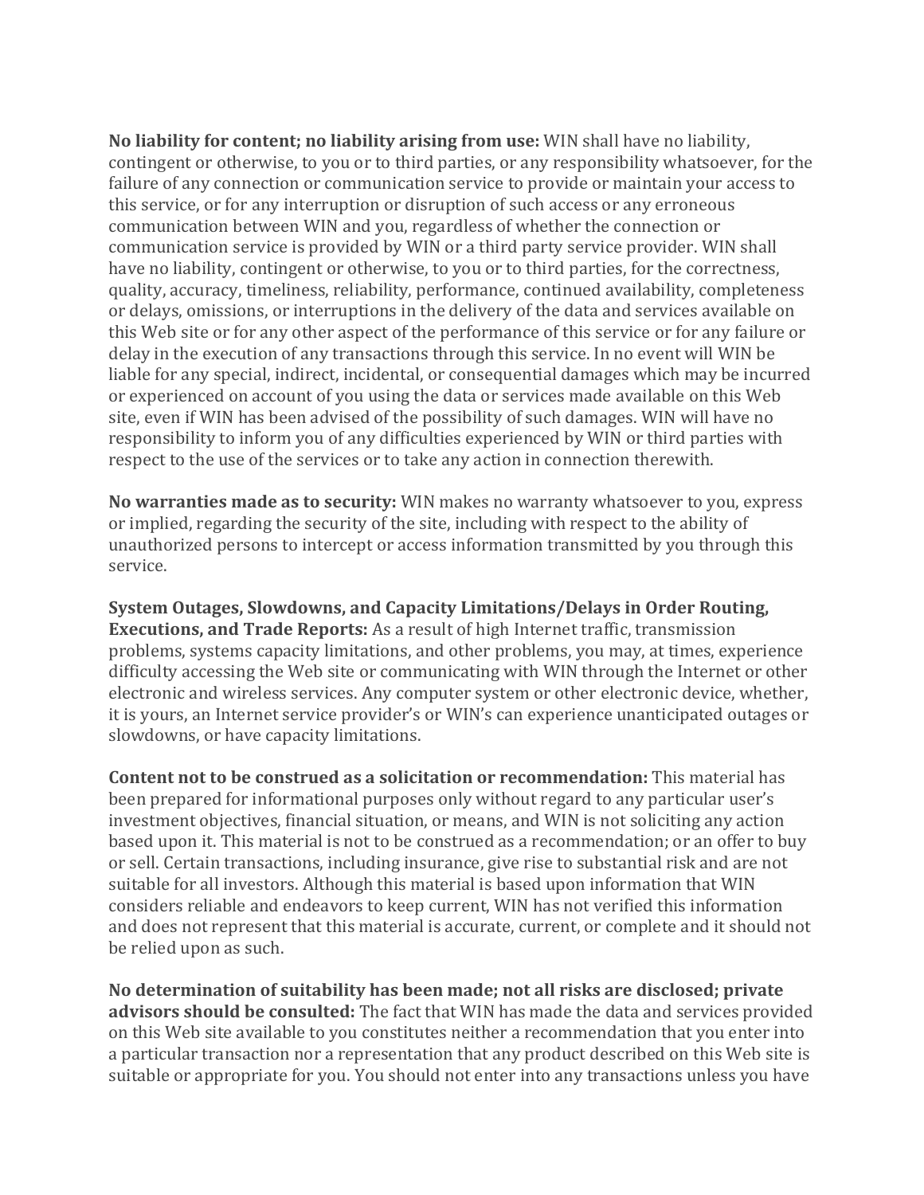**No liability for content; no liability arising from use:** WIN shall have no liability, contingent or otherwise, to you or to third parties, or any responsibility whatsoever, for the failure of any connection or communication service to provide or maintain your access to this service, or for any interruption or disruption of such access or any erroneous communication between WIN and you, regardless of whether the connection or communication service is provided by WIN or a third party service provider. WIN shall have no liability, contingent or otherwise, to you or to third parties, for the correctness, quality, accuracy, timeliness, reliability, performance, continued availability, completeness or delays, omissions, or interruptions in the delivery of the data and services available on this Web site or for any other aspect of the performance of this service or for any failure or delay in the execution of any transactions through this service. In no event will WIN be liable for any special, indirect, incidental, or consequential damages which may be incurred or experienced on account of you using the data or services made available on this Web site, even if WIN has been advised of the possibility of such damages. WIN will have no responsibility to inform you of any difficulties experienced by WIN or third parties with respect to the use of the services or to take any action in connection therewith.

**No warranties made as to security:** WIN makes no warranty whatsoever to you, express or implied, regarding the security of the site, including with respect to the ability of unauthorized persons to intercept or access information transmitted by you through this service.

**System Outages, Slowdowns, and Capacity Limitations/Delays in Order Routing, Executions, and Trade Reports:** As a result of high Internet traffic, transmission problems, systems capacity limitations, and other problems, you may, at times, experience difficulty accessing the Web site or communicating with WIN through the Internet or other electronic and wireless services. Any computer system or other electronic device, whether, it is yours, an Internet service provider's or WIN's can experience unanticipated outages or slowdowns, or have capacity limitations.

**Content not to be construed as a solicitation or recommendation:** This material has been prepared for informational purposes only without regard to any particular user's investment objectives, financial situation, or means, and WIN is not soliciting any action based upon it. This material is not to be construed as a recommendation; or an offer to buy or sell. Certain transactions, including insurance, give rise to substantial risk and are not suitable for all investors. Although this material is based upon information that WIN considers reliable and endeavors to keep current, WIN has not verified this information and does not represent that this material is accurate, current, or complete and it should not be relied upon as such.

**No determination of suitability has been made; not all risks are disclosed; private advisors should be consulted:** The fact that WIN has made the data and services provided on this Web site available to you constitutes neither a recommendation that you enter into a particular transaction nor a representation that any product described on this Web site is suitable or appropriate for you. You should not enter into any transactions unless you have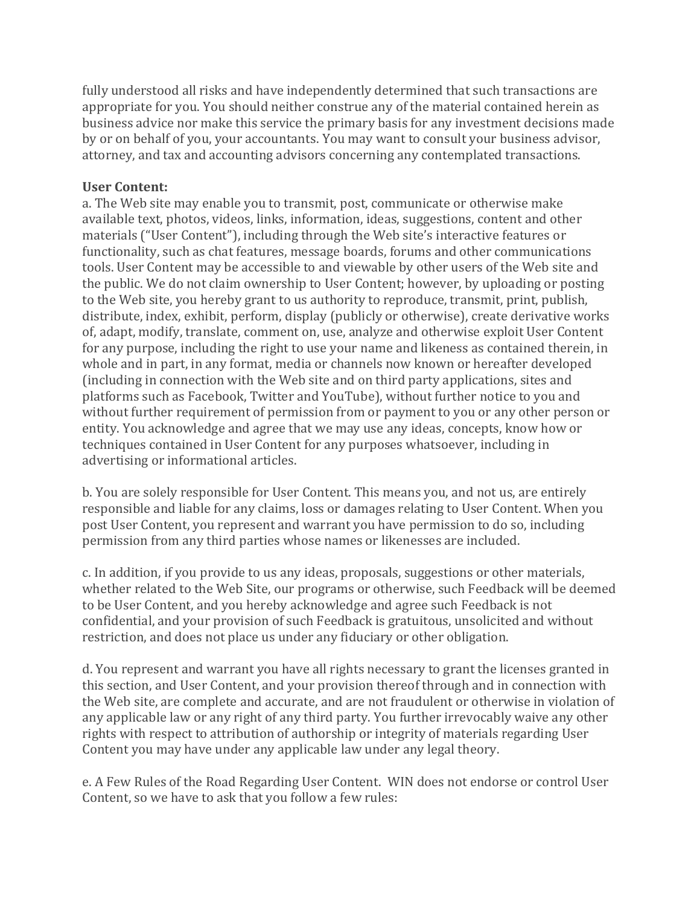fully understood all risks and have independently determined that such transactions are appropriate for you. You should neither construe any of the material contained herein as business advice nor make this service the primary basis for any investment decisions made by or on behalf of you, your accountants. You may want to consult your business advisor, attorney, and tax and accounting advisors concerning any contemplated transactions.

**User Content:**

a. The Web site may enable you to transmit, post, communicate or otherwise make available text, photos, videos, links, information, ideas, suggestions, content and other materials ("User Content"), including through the Web site's interactive features or functionality, such as chat features, message boards, forums and other communications tools. User Content may be accessible to and viewable by other users of the Web site and the public. We do not claim ownership to User Content; however, by uploading or posting to the Web site, you hereby grant to us authority to reproduce, transmit, print, publish, distribute, index, exhibit, perform, display (publicly or otherwise), create derivative works of, adapt, modify, translate, comment on, use, analyze and otherwise exploit User Content for any purpose, including the right to use your name and likeness as contained therein, in whole and in part, in any format, media or channels now known or hereafter developed (including in connection with the Web site and on third party applications, sites and platforms such as Facebook, Twitter and YouTube), without further notice to you and without further requirement of permission from or payment to you or any other person or entity. You acknowledge and agree that we may use any ideas, concepts, know how or techniques contained in User Content for any purposes whatsoever, including in advertising or informational articles.

b. You are solely responsible for User Content. This means you, and not us, are entirely responsible and liable for any claims, loss or damages relating to User Content. When you post User Content, you represent and warrant you have permission to do so, including permission from any third parties whose names or likenesses are included.

c. In addition, if you provide to us any ideas, proposals, suggestions or other materials, whether related to the Web Site, our programs or otherwise, such Feedback will be deemed to be User Content, and you hereby acknowledge and agree such Feedback is not confidential, and your provision of such Feedback is gratuitous, unsolicited and without restriction, and does not place us under any fiduciary or other obligation.

d. You represent and warrant you have all rights necessary to grant the licenses granted in this section, and User Content, and your provision thereof through and in connection with the Web site, are complete and accurate, and are not fraudulent or otherwise in violation of any applicable law or any right of any third party. You further irrevocably waive any other rights with respect to attribution of authorship or integrity of materials regarding User Content you may have under any applicable law under any legal theory.

e. A Few Rules of the Road Regarding User Content. WIN does not endorse or control User Content, so we have to ask that you follow a few rules: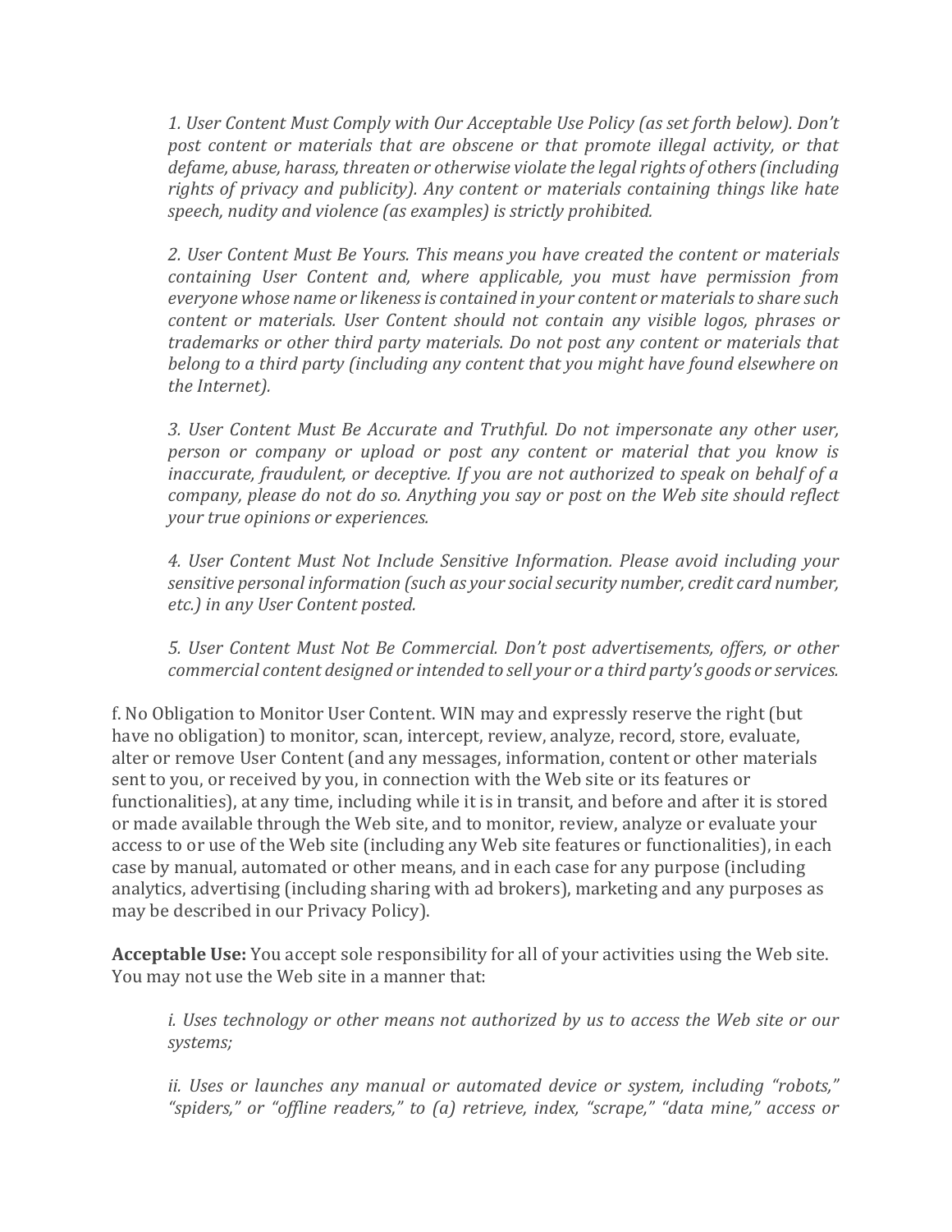*1. User Content Must Comply with Our Acceptable Use Policy (as set forth below). Don't post content or materials that are obscene or that promote illegal activity, or that defame, abuse, harass, threaten or otherwise violate the legal rights of others (including rights of privacy and publicity). Any content or materials containing things like hate speech, nudity and violence (as examples) is strictly prohibited.*

*2. User Content Must Be Yours. This means you have created the content or materials containing User Content and, where applicable, you must have permission from everyone whose name or likeness is contained in your content or materials to share such content or materials. User Content should not contain any visible logos, phrases or trademarks or other third party materials. Do not post any content or materials that belong to a third party (including any content that you might have found elsewhere on the Internet).*

*3. User Content Must Be Accurate and Truthful. Do not impersonate any other user, person or company or upload or post any content or material that you know is inaccurate, fraudulent, or deceptive. If you are not authorized to speak on behalf of a company, please do not do so. Anything you say or post on the Web site should reflect your true opinions or experiences.*

*4. User Content Must Not Include Sensitive Information. Please avoid including your sensitive personal information (such as your social security number, credit card number, etc.) in any User Content posted.*

*5. User Content Must Not Be Commercial. Don't post advertisements, offers, or other commercial content designed or intended to sell your or a third party's goods or services.*

f. No Obligation to Monitor User Content. WIN may and expressly reserve the right (but have no obligation) to monitor, scan, intercept, review, analyze, record, store, evaluate, alter or remove User Content (and any messages, information, content or other materials sent to you, or received by you, in connection with the Web site or its features or functionalities), at any time, including while it is in transit, and before and after it is stored or made available through the Web site, and to monitor, review, analyze or evaluate your access to or use of the Web site (including any Web site features or functionalities), in each case by manual, automated or other means, and in each case for any purpose (including analytics, advertising (including sharing with ad brokers), marketing and any purposes as may be described in our Privacy Policy).

**Acceptable Use:** You accept sole responsibility for all of your activities using the Web site. You may not use the Web site in a manner that:

*i. Uses technology or other means not authorized by us to access the Web site or our systems;*

*ii. Uses or launches any manual or automated device or system, including "robots," "spiders," or "offline readers," to (a) retrieve, index, "scrape," "data mine," access or*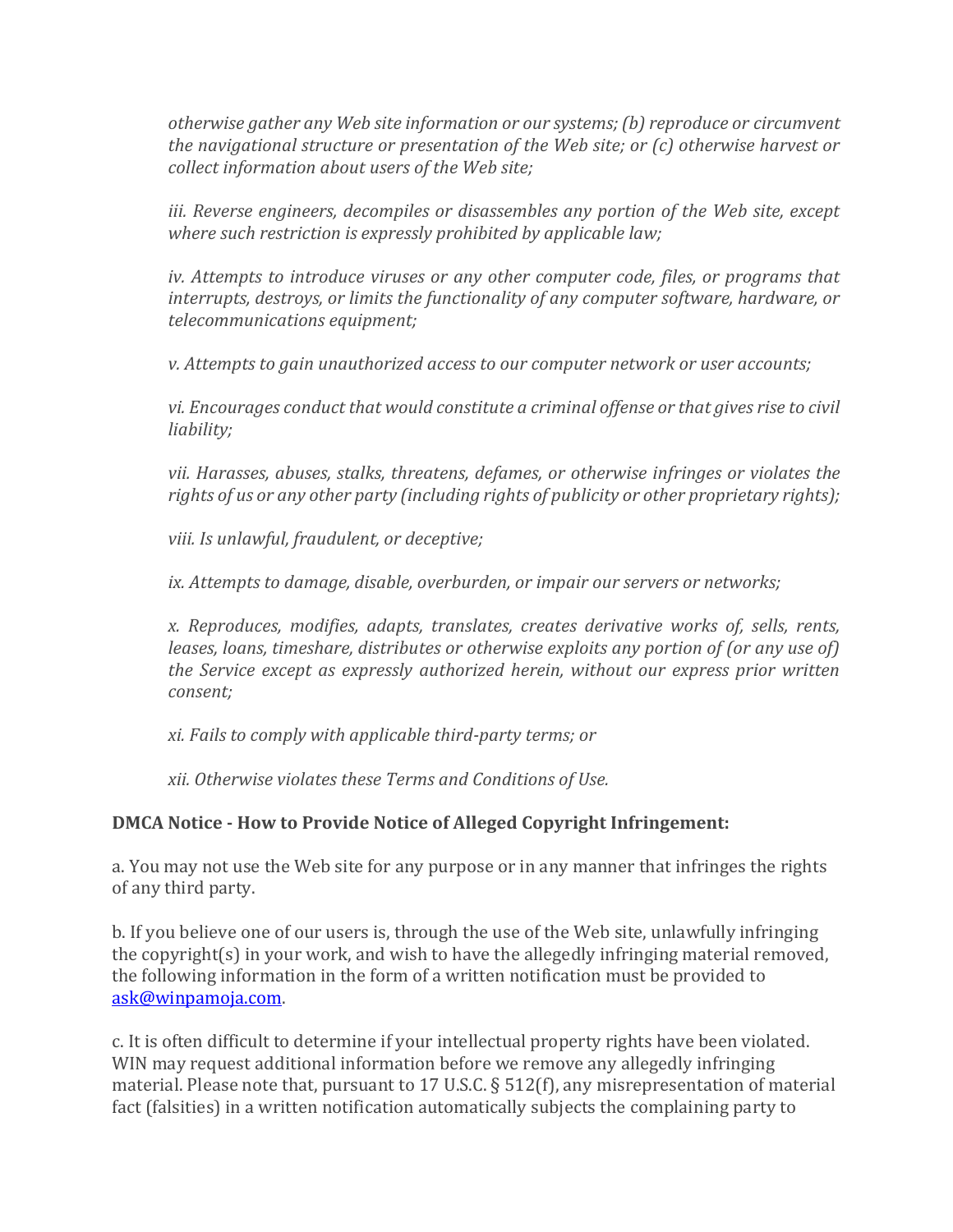*otherwise gather any Web site information or our systems; (b) reproduce or circumvent the navigational structure or presentation of the Web site; or (c) otherwise harvest or collect information about users of the Web site;*

*iii. Reverse engineers, decompiles or disassembles any portion of the Web site, except where such restriction is expressly prohibited by applicable law;*

*iv. Attempts to introduce viruses or any other computer code, files, or programs that interrupts, destroys, or limits the functionality of any computer software, hardware, or telecommunications equipment;*

*v. Attempts to gain unauthorized access to our computer network or user accounts;*

*vi. Encourages conduct that would constitute a criminal offense or that gives rise to civil liability;*

*vii. Harasses, abuses, stalks, threatens, defames, or otherwise infringes or violates the rights of us or any other party (including rights of publicity or other proprietary rights);*

*viii. Is unlawful, fraudulent, or deceptive;*

*ix. Attempts to damage, disable, overburden, or impair our servers or networks;*

*x. Reproduces, modifies, adapts, translates, creates derivative works of, sells, rents, leases, loans, timeshare, distributes or otherwise exploits any portion of (or any use of) the Service except as expressly authorized herein, without our express prior written consent;*

*xi. Fails to comply with applicable third-party terms; or*

*xii. Otherwise violates these Terms and Conditions of Use.*

**DMCA Notice - How to Provide Notice of Alleged Copyright Infringement:**

a. You may not use the Web site for any purpose or in any manner that infringes the rights of any third party.

b. If you believe one of our users is, through the use of the Web site, unlawfully infringing the copyright(s) in your work, and wish to have the allegedly infringing material removed, the following information in the form of a written notification must be provided to ask@winpamoja.com.

c. It is often difficult to determine if your intellectual property rights have been violated. WIN may request additional information before we remove any allegedly infringing material. Please note that, pursuant to 17 U.S.C. § 512(f), any misrepresentation of material fact (falsities) in a written notification automatically subjects the complaining party to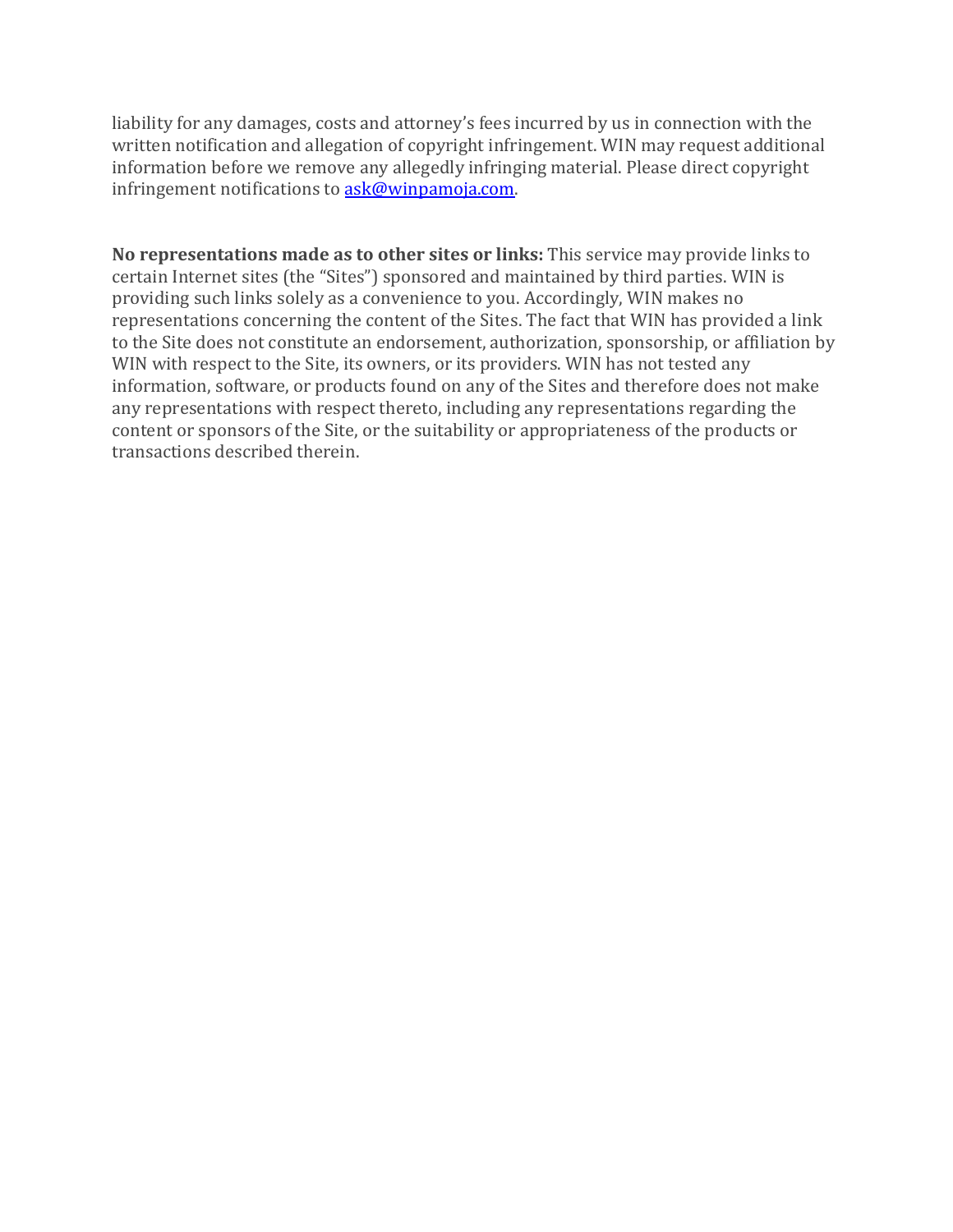liability for any damages, costs and attorney's fees incurred by us in connection with the written notification and allegation of copyright infringement. WIN may request additional information before we remove any allegedly infringing material. Please direct copyright infringement notifications to ask@winpamoja.com.

**No representations made as to other sites or links:** This service may provide links to certain Internet sites (the "Sites") sponsored and maintained by third parties. WIN is providing such links solely as a convenience to you. Accordingly, WIN makes no representations concerning the content of the Sites. The fact that WIN has provided a link to the Site does not constitute an endorsement, authorization, sponsorship, or affiliation by WIN with respect to the Site, its owners, or its providers. WIN has not tested any information, software, or products found on any of the Sites and therefore does not make any representations with respect thereto, including any representations regarding the content or sponsors of the Site, or the suitability or appropriateness of the products or transactions described therein.